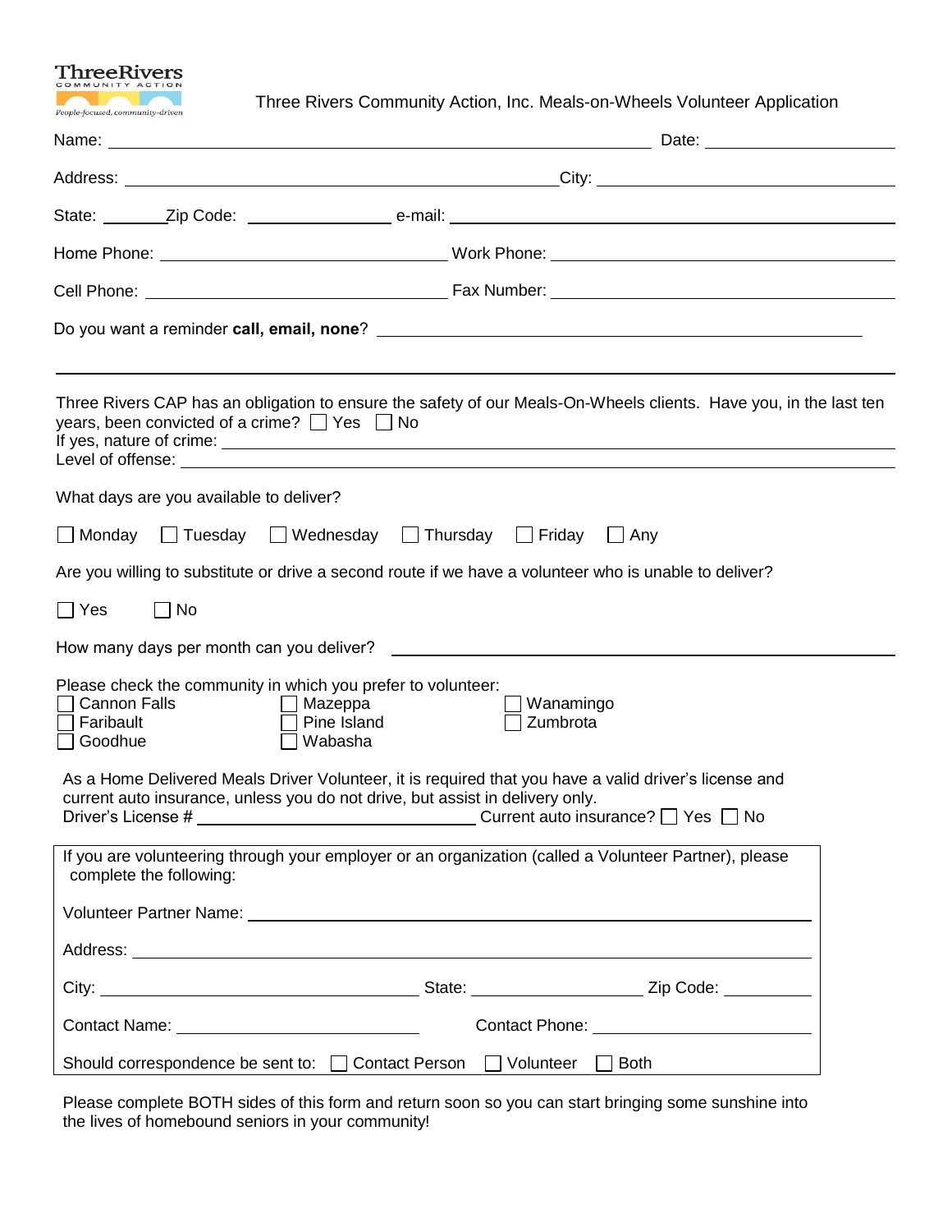ThreeRivers
COMMUNITY ACTION
People-focused, community-driven

# Three Rivers Community Action, Inc. Meals-on-Wheels Volunteer Application

Name: ______________________________ Date: ______________

Address: ______________________________ City: ______________

State: ______ Zip Code: ______________ e-mail: ______________________________

Home Phone: ______________________ Work Phone: ______________________

Cell Phone: ______________________ Fax Number: ______________________

Do you want a reminder **call, email, none**? ______________________________

---

Three Rivers CAP has an obligation to ensure the safety of our Meals-On-Wheels clients. Have you, in the last ten years, been convicted of a crime? ☐ Yes ☐ No

If yes, nature of crime: ______________________________

Level of offense: ______________________________

What days are you available to deliver?

☐ Monday ☐ Tuesday ☐ Wednesday ☐ Thursday ☐ Friday ☐ Any

Are you willing to substitute or drive a second route if we have a volunteer who is unable to deliver?

☐ Yes ☐ No

How many days per month can you deliver? ______________________________

Please check the community in which you prefer to volunteer:

☐ Cannon Falls
☐ Faribault
☐ Goodhue
☐ Mazeppa
☐ Pine Island
☐ Wabasha
☐ Wanamingo
☐ Zumbrota

As a Home Delivered Meals Driver Volunteer, it is required that you have a valid driver's license and current auto insurance, unless you do not drive, but assist in delivery only.

Driver's License # ______________________ Current auto insurance? ☐ Yes ☐ No

---

If you are volunteering through your employer or an organization (called a Volunteer Partner), please complete the following:

Volunteer Partner Name: ______________________________

Address: ______________________________

City: ______________________ State: ______________ Zip Code: ________

Contact Name: ______________________ Contact Phone: ______________________

Should correspondence be sent to: ☐ Contact Person ☐ Volunteer ☐ Both

---

Please complete BOTH sides of this form and return soon so you can start bringing some sunshine into the lives of homebound seniors in your community!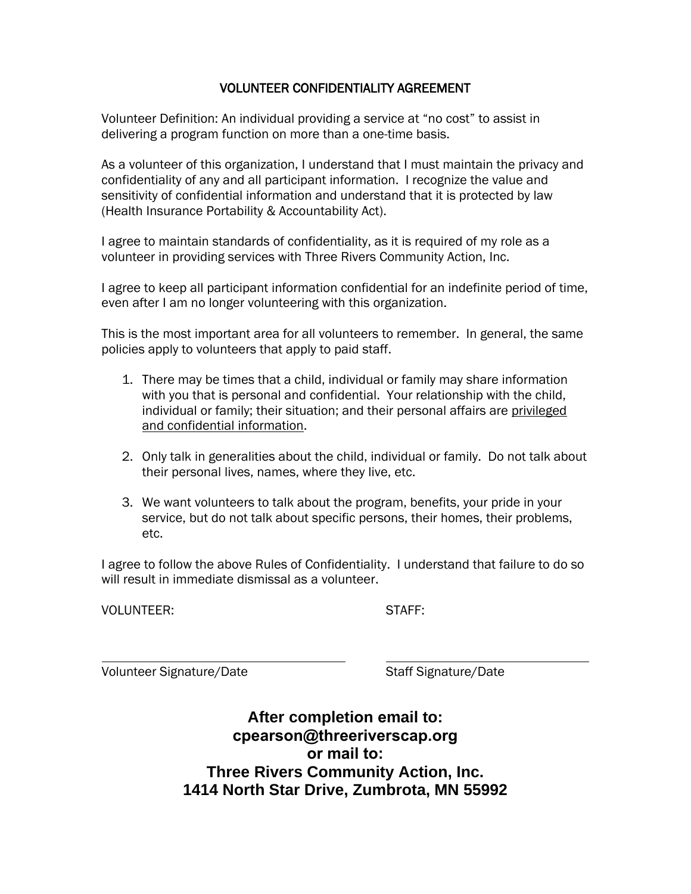# VOLUNTEER CONFIDENTIALITY AGREEMENT

Volunteer Definition: An individual providing a service at "no cost" to assist in delivering a program function on more than a one-time basis.

As a volunteer of this organization, I understand that I must maintain the privacy and confidentiality of any and all participant information. I recognize the value and sensitivity of confidential information and understand that it is protected by law (Health Insurance Portability & Accountability Act).

I agree to maintain standards of confidentiality, as it is required of my role as a volunteer in providing services with Three Rivers Community Action, Inc.

I agree to keep all participant information confidential for an indefinite period of time, even after I am no longer volunteering with this organization.

This is the most important area for all volunteers to remember. In general, the same policies apply to volunteers that apply to paid staff.

1. There may be times that a child, individual or family may share information with you that is personal and confidential. Your relationship with the child, individual or family; their situation; and their personal affairs are privileged and confidential information.

2. Only talk in generalities about the child, individual or family. Do not talk about their personal lives, names, where they live, etc.

3. We want volunteers to talk about the program, benefits, your pride in your service, but do not talk about specific persons, their homes, their problems, etc.

I agree to follow the above Rules of Confidentiality. I understand that failure to do so will result in immediate dismissal as a volunteer.

VOLUNTEER: ______________________________ Volunteer Signature/Date

STAFF: ______________________________ Staff Signature/Date

**After completion email to:**
**cpearson@threeriverscap.org**
**or mail to:**
**Three Rivers Community Action, Inc.**
**1414 North Star Drive, Zumbrota, MN 55992**